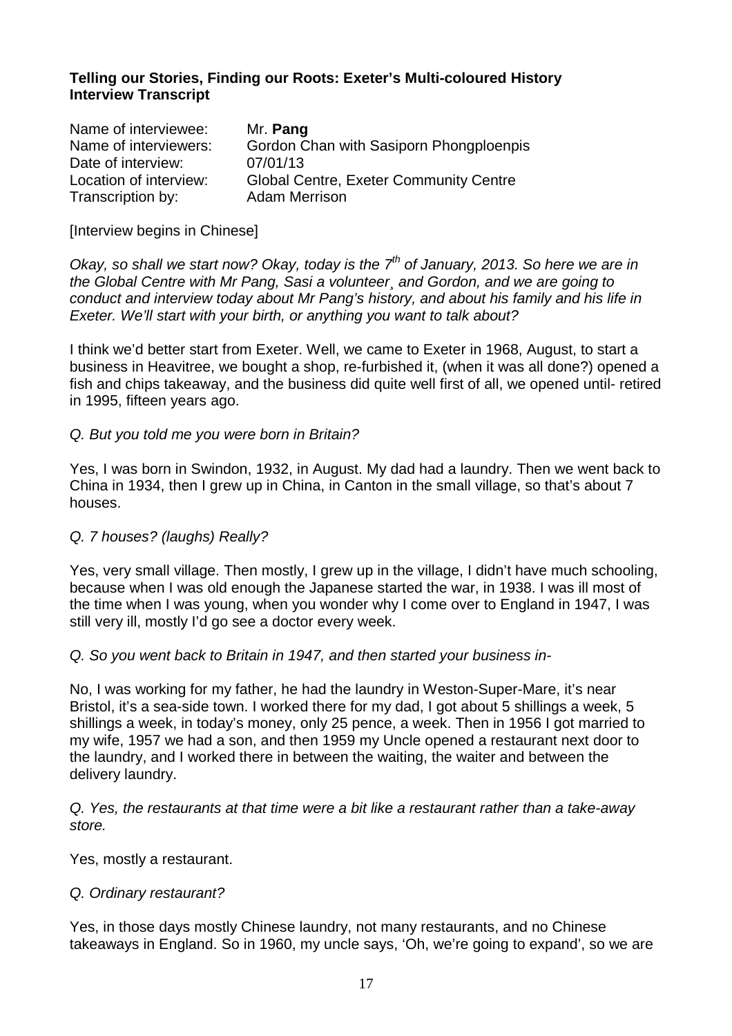**Telling our Stories, Finding our Roots: Exeter's Multi-coloured History**
**Interview Transcript**

Name of interviewee: Mr. **Pang**
Name of interviewers: Gordon Chan with Sasiporn Phongploenpis
Date of interview: 07/01/13
Location of interview: Global Centre, Exeter Community Centre
Transcription by: Adam Merrison

[Interview begins in Chinese]

*Okay, so shall we start now? Okay, today is the 7th of January, 2013. So here we are in the Global Centre with Mr Pang, Sasi a volunteer¸ and Gordon, and we are going to conduct and interview today about Mr Pang's history, and about his family and his life in Exeter. We'll start with your birth, or anything you want to talk about?*

I think we'd better start from Exeter. Well, we came to Exeter in 1968, August, to start a business in Heavitree, we bought a shop, re-furbished it, (when it was all done?) opened a fish and chips takeaway, and the business did quite well first of all, we opened until- retired in 1995, fifteen years ago.

*Q. But you told me you were born in Britain?*

Yes, I was born in Swindon, 1932, in August. My dad had a laundry. Then we went back to China in 1934, then I grew up in China, in Canton in the small village, so that's about 7 houses.

*Q. 7 houses? (laughs) Really?*

Yes, very small village. Then mostly, I grew up in the village, I didn't have much schooling, because when I was old enough the Japanese started the war, in 1938. I was ill most of the time when I was young, when you wonder why I come over to England in 1947, I was still very ill, mostly I'd go see a doctor every week.

*Q. So you went back to Britain in 1947, and then started your business in-*

No, I was working for my father, he had the laundry in Weston-Super-Mare, it's near Bristol, it's a sea-side town. I worked there for my dad, I got about 5 shillings a week, 5 shillings a week, in today's money, only 25 pence, a week. Then in 1956 I got married to my wife, 1957 we had a son, and then 1959 my Uncle opened a restaurant next door to the laundry, and I worked there in between the waiting, the waiter and between the delivery laundry.

*Q. Yes, the restaurants at that time were a bit like a restaurant rather than a take-away store.*

Yes, mostly a restaurant.

*Q. Ordinary restaurant?*

Yes, in those days mostly Chinese laundry, not many restaurants, and no Chinese takeaways in England. So in 1960, my uncle says, 'Oh, we're going to expand', so we are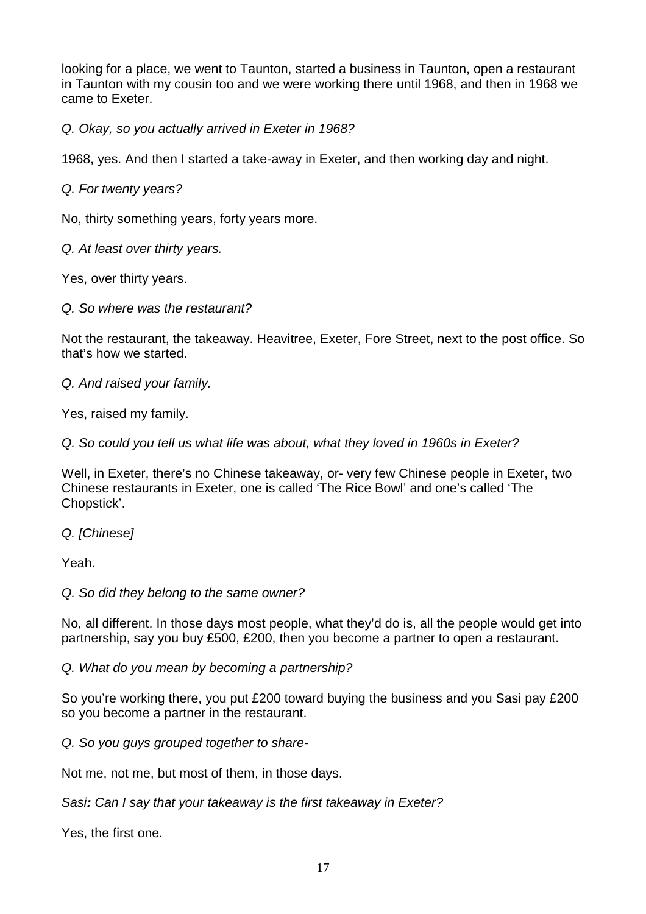looking for a place, we went to Taunton, started a business in Taunton, open a restaurant in Taunton with my cousin too and we were working there until 1968, and then in 1968 we came to Exeter.

*Q. Okay, so you actually arrived in Exeter in 1968?*

1968, yes. And then I started a take-away in Exeter, and then working day and night.

*Q. For twenty years?*

No, thirty something years, forty years more.

*Q. At least over thirty years.*

Yes, over thirty years.

*Q. So where was the restaurant?*

Not the restaurant, the takeaway. Heavitree, Exeter, Fore Street, next to the post office. So that's how we started.

*Q. And raised your family.*

Yes, raised my family.

*Q. So could you tell us what life was about, what they loved in 1960s in Exeter?*

Well, in Exeter, there's no Chinese takeaway, or- very few Chinese people in Exeter, two Chinese restaurants in Exeter, one is called 'The Rice Bowl' and one's called 'The Chopstick'.

*Q. [Chinese]*

Yeah.

*Q. So did they belong to the same owner?*

No, all different. In those days most people, what they'd do is, all the people would get into partnership, say you buy £500, £200, then you become a partner to open a restaurant.

*Q. What do you mean by becoming a partnership?*

So you're working there, you put £200 toward buying the business and you Sasi pay £200 so you become a partner in the restaurant.

*Q. So you guys grouped together to share-*

Not me, not me, but most of them, in those days.

*Sasi**:** Can I say that your takeaway is the first takeaway in Exeter?*

Yes, the first one.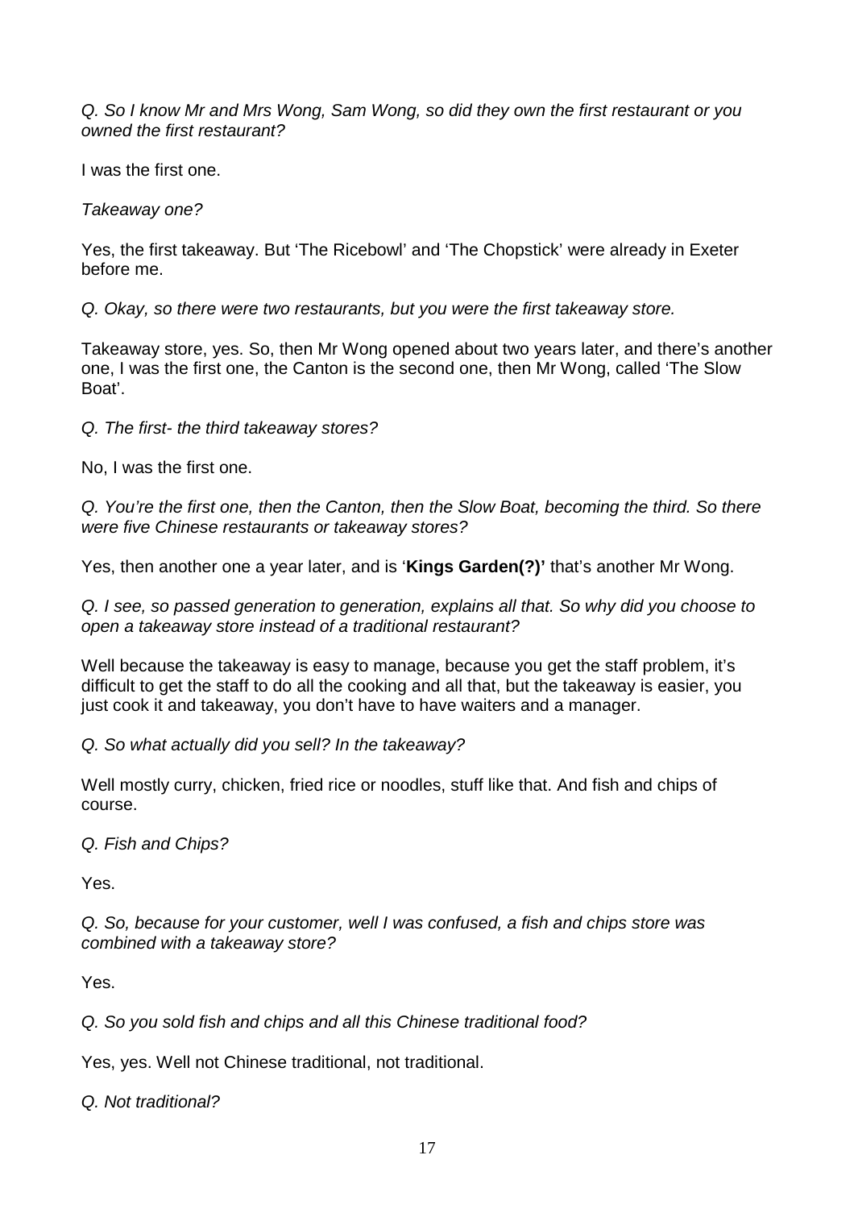*Q. So I know Mr and Mrs Wong, Sam Wong, so did they own the first restaurant or you owned the first restaurant?*

I was the first one.

*Takeaway one?*

Yes, the first takeaway. But 'The Ricebowl' and 'The Chopstick' were already in Exeter before me.

*Q. Okay, so there were two restaurants, but you were the first takeaway store.*

Takeaway store, yes. So, then Mr Wong opened about two years later, and there's another one, I was the first one, the Canton is the second one, then Mr Wong, called 'The Slow Boat'.

*Q. The first- the third takeaway stores?*

No, I was the first one.

*Q. You're the first one, then the Canton, then the Slow Boat, becoming the third. So there were five Chinese restaurants or takeaway stores?*

Yes, then another one a year later, and is '**Kings Garden(?)'** that's another Mr Wong.

*Q. I see, so passed generation to generation, explains all that. So why did you choose to open a takeaway store instead of a traditional restaurant?*

Well because the takeaway is easy to manage, because you get the staff problem, it's difficult to get the staff to do all the cooking and all that, but the takeaway is easier, you just cook it and takeaway, you don't have to have waiters and a manager.

*Q. So what actually did you sell? In the takeaway?*

Well mostly curry, chicken, fried rice or noodles, stuff like that. And fish and chips of course.

*Q. Fish and Chips?*

Yes.

*Q. So, because for your customer, well I was confused, a fish and chips store was combined with a takeaway store?*

Yes.

*Q. So you sold fish and chips and all this Chinese traditional food?*

Yes, yes. Well not Chinese traditional, not traditional.

*Q. Not traditional?*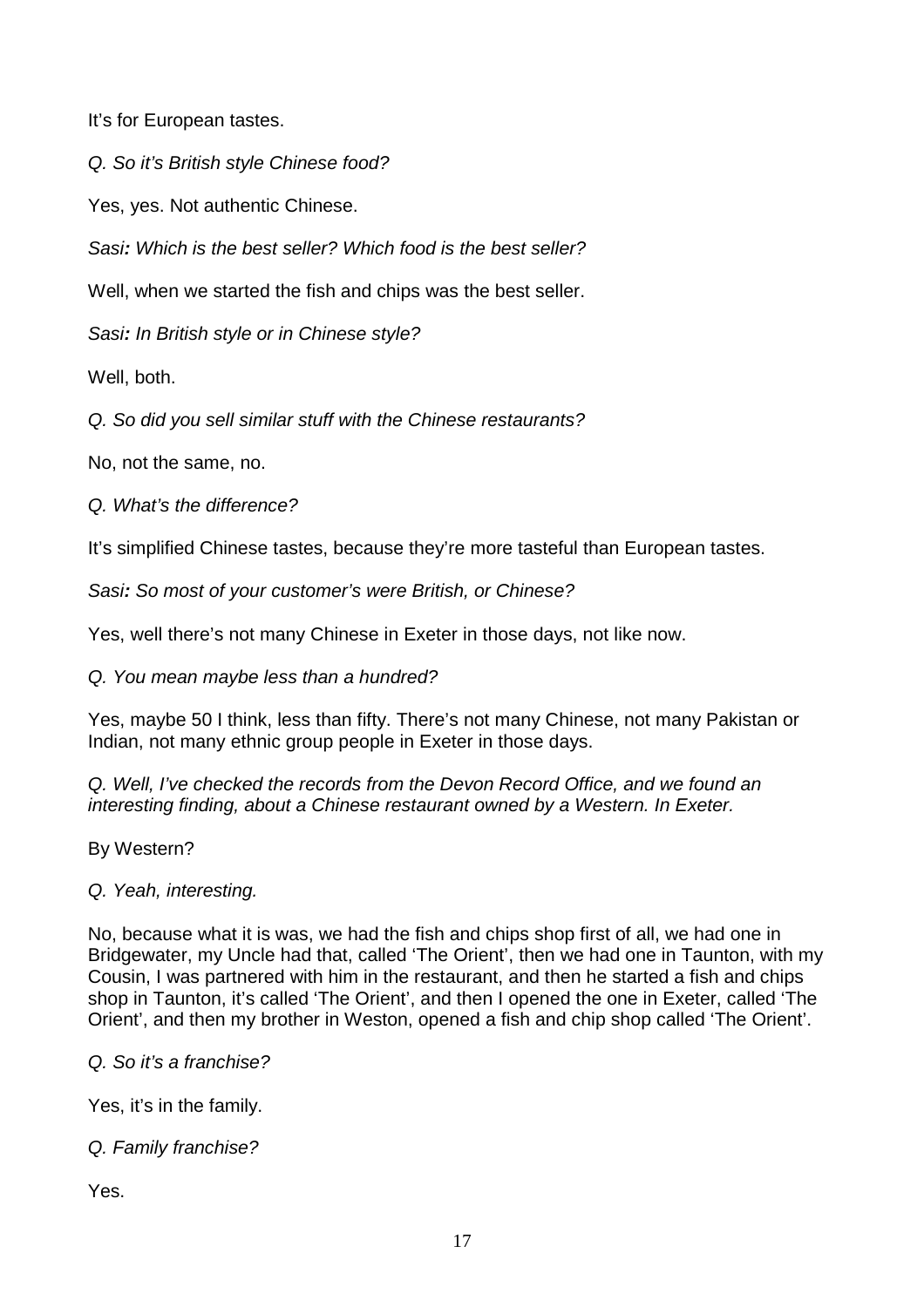It's for European tastes.

*Q. So it's British style Chinese food?*

Yes, yes. Not authentic Chinese.

*Sasi**:** Which is the best seller? Which food is the best seller?*

Well, when we started the fish and chips was the best seller.

*Sasi**:** In British style or in Chinese style?*

Well, both.

*Q. So did you sell similar stuff with the Chinese restaurants?*

No, not the same, no.

*Q. What's the difference?*

It's simplified Chinese tastes, because they're more tasteful than European tastes.

*Sasi**:** So most of your customer's were British, or Chinese?*

Yes, well there's not many Chinese in Exeter in those days, not like now.

*Q. You mean maybe less than a hundred?*

Yes, maybe 50 I think, less than fifty. There's not many Chinese, not many Pakistan or Indian, not many ethnic group people in Exeter in those days.

*Q. Well, I've checked the records from the Devon Record Office, and we found an interesting finding, about a Chinese restaurant owned by a Western. In Exeter.*

By Western?

*Q. Yeah, interesting.*

No, because what it is was, we had the fish and chips shop first of all, we had one in Bridgewater, my Uncle had that, called 'The Orient', then we had one in Taunton, with my Cousin, I was partnered with him in the restaurant, and then he started a fish and chips shop in Taunton, it's called 'The Orient', and then I opened the one in Exeter, called 'The Orient', and then my brother in Weston, opened a fish and chip shop called 'The Orient'.

*Q. So it's a franchise?*

Yes, it's in the family.

*Q. Family franchise?*

Yes.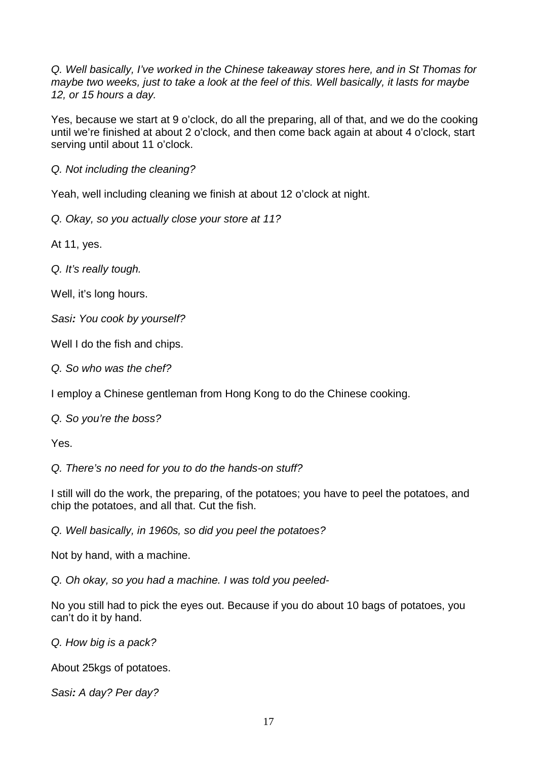*Q. Well basically, I've worked in the Chinese takeaway stores here, and in St Thomas for maybe two weeks, just to take a look at the feel of this. Well basically, it lasts for maybe 12, or 15 hours a day.*

Yes, because we start at 9 o'clock, do all the preparing, all of that, and we do the cooking until we're finished at about 2 o'clock, and then come back again at about 4 o'clock, start serving until about 11 o'clock.

*Q. Not including the cleaning?*

Yeah, well including cleaning we finish at about 12 o'clock at night.

*Q. Okay, so you actually close your store at 11?*

At 11, yes.

*Q. It's really tough.*

Well, it's long hours.

*Sasi**:** You cook by yourself?*

Well I do the fish and chips.

*Q. So who was the chef?*

I employ a Chinese gentleman from Hong Kong to do the Chinese cooking.

*Q. So you're the boss?*

Yes.

*Q. There's no need for you to do the hands-on stuff?*

I still will do the work, the preparing, of the potatoes; you have to peel the potatoes, and chip the potatoes, and all that. Cut the fish.

*Q. Well basically, in 1960s, so did you peel the potatoes?*

Not by hand, with a machine.

*Q. Oh okay, so you had a machine. I was told you peeled-*

No you still had to pick the eyes out. Because if you do about 10 bags of potatoes, you can't do it by hand.

*Q. How big is a pack?*

About 25kgs of potatoes.

*Sasi**:** A day? Per day?*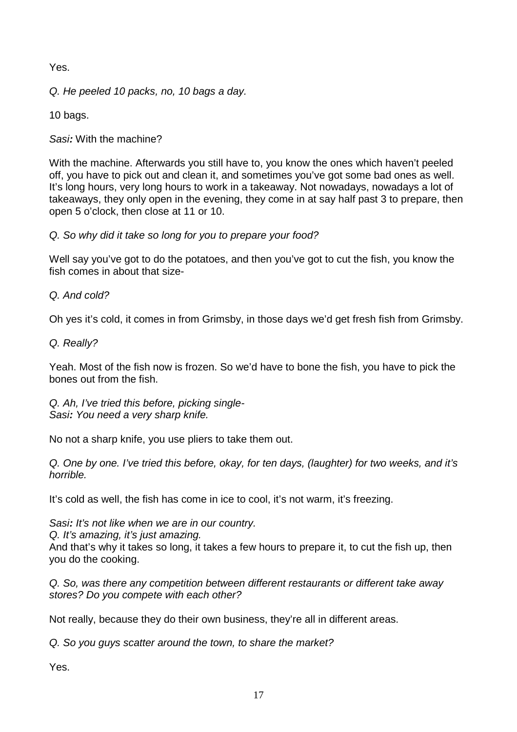Yes.

*Q. He peeled 10 packs, no, 10 bags a day.*

10 bags.

*Sasi:* With the machine?

With the machine. Afterwards you still have to, you know the ones which haven't peeled off, you have to pick out and clean it, and sometimes you've got some bad ones as well. It's long hours, very long hours to work in a takeaway. Not nowadays, nowadays a lot of takeaways, they only open in the evening, they come in at say half past 3 to prepare, then open 5 o'clock, then close at 11 or 10.

*Q. So why did it take so long for you to prepare your food?*

Well say you've got to do the potatoes, and then you've got to cut the fish, you know the fish comes in about that size-

*Q. And cold?*

Oh yes it's cold, it comes in from Grimsby, in those days we'd get fresh fish from Grimsby.

*Q. Really?*

Yeah. Most of the fish now is frozen. So we'd have to bone the fish, you have to pick the bones out from the fish.

*Q. Ah, I've tried this before, picking single-*
*Sasi: You need a very sharp knife.*

No not a sharp knife, you use pliers to take them out.

*Q. One by one. I've tried this before, okay, for ten days, (laughter) for two weeks, and it's horrible.*

It's cold as well, the fish has come in ice to cool, it's not warm, it's freezing.

*Sasi: It's not like when we are in our country.*
*Q. It's amazing, it's just amazing.*
And that's why it takes so long, it takes a few hours to prepare it, to cut the fish up, then you do the cooking.

*Q. So, was there any competition between different restaurants or different take away stores? Do you compete with each other?*

Not really, because they do their own business, they're all in different areas.

*Q. So you guys scatter around the town, to share the market?*

Yes.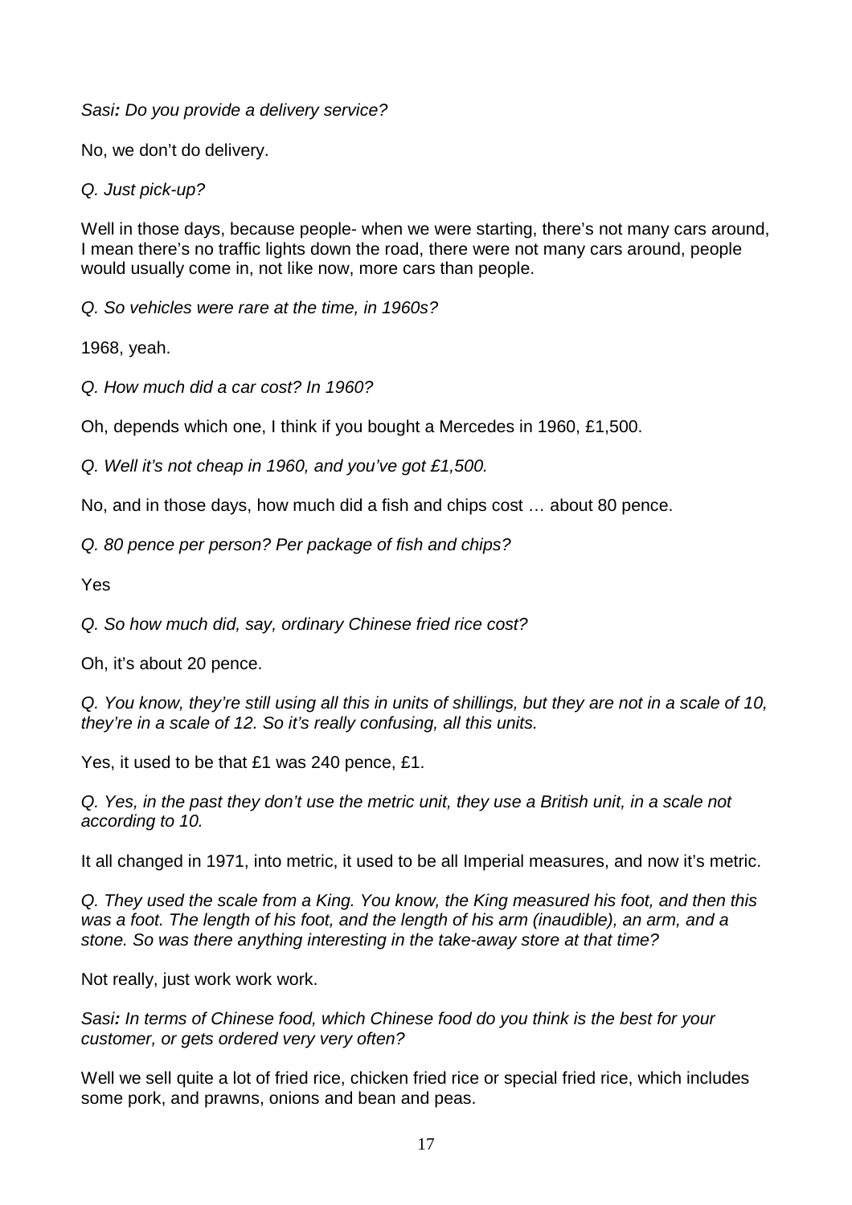*Sasi: Do you provide a delivery service?*

No, we don't do delivery.

*Q. Just pick-up?*

Well in those days, because people- when we were starting, there's not many cars around, I mean there's no traffic lights down the road, there were not many cars around, people would usually come in, not like now, more cars than people.

*Q. So vehicles were rare at the time, in 1960s?*

1968, yeah.

*Q. How much did a car cost? In 1960?*

Oh, depends which one, I think if you bought a Mercedes in 1960, £1,500.

*Q. Well it's not cheap in 1960, and you've got £1,500.*

No, and in those days, how much did a fish and chips cost … about 80 pence.

*Q. 80 pence per person? Per package of fish and chips?*

Yes

*Q. So how much did, say, ordinary Chinese fried rice cost?*

Oh, it's about 20 pence.

*Q. You know, they're still using all this in units of shillings, but they are not in a scale of 10, they're in a scale of 12. So it's really confusing, all this units.*

Yes, it used to be that £1 was 240 pence, £1.

*Q. Yes, in the past they don't use the metric unit, they use a British unit, in a scale not according to 10.*

It all changed in 1971, into metric, it used to be all Imperial measures, and now it's metric.

*Q. They used the scale from a King. You know, the King measured his foot, and then this was a foot. The length of his foot, and the length of his arm (inaudible), an arm, and a stone. So was there anything interesting in the take-away store at that time?*

Not really, just work work work.

*Sasi: In terms of Chinese food, which Chinese food do you think is the best for your customer, or gets ordered very very often?*

Well we sell quite a lot of fried rice, chicken fried rice or special fried rice, which includes some pork, and prawns, onions and bean and peas.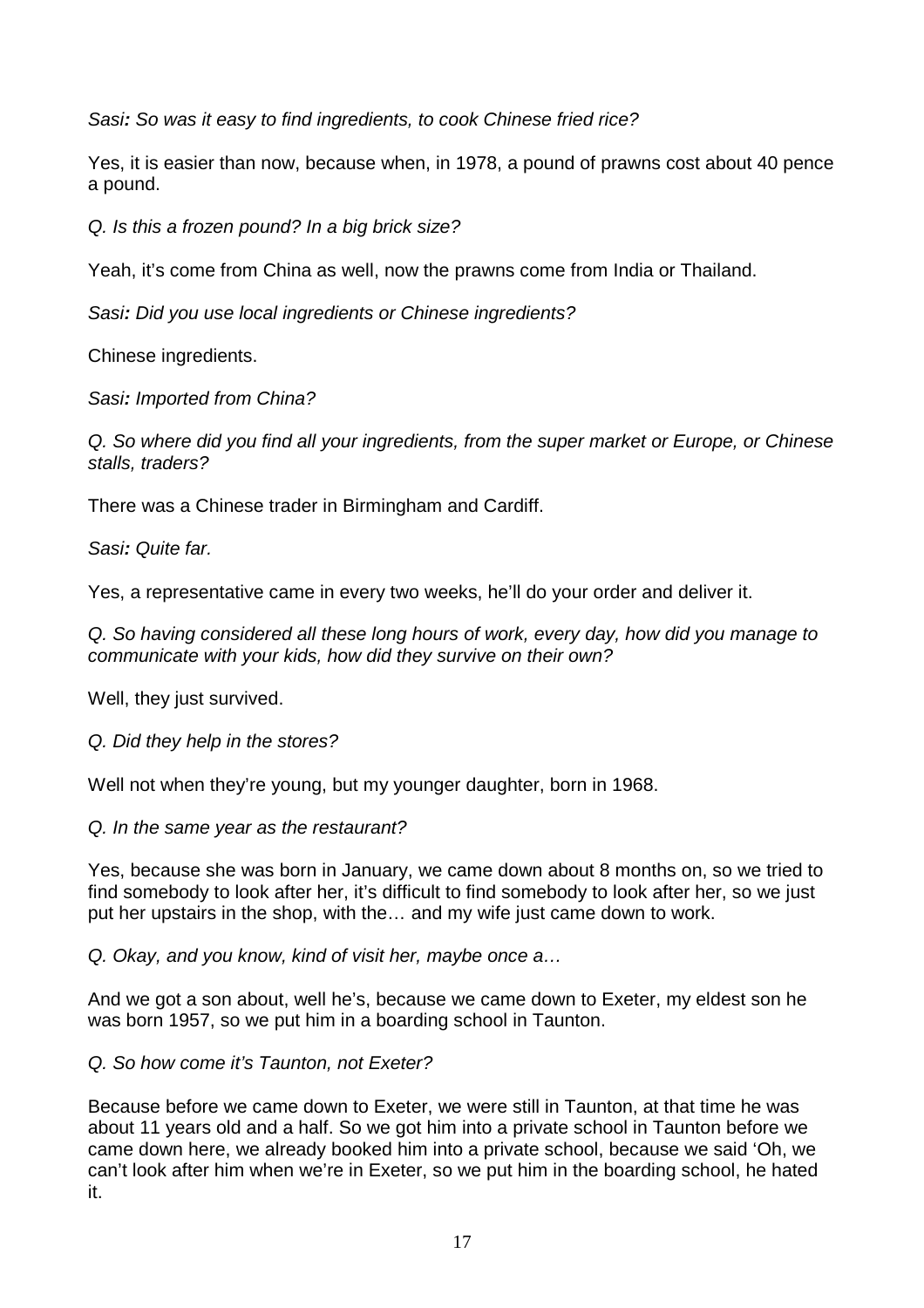*Sasi**:** So was it easy to find ingredients, to cook Chinese fried rice?*

Yes, it is easier than now, because when, in 1978, a pound of prawns cost about 40 pence a pound.

*Q. Is this a frozen pound? In a big brick size?*

Yeah, it's come from China as well, now the prawns come from India or Thailand.

*Sasi**:** Did you use local ingredients or Chinese ingredients?*

Chinese ingredients.

*Sasi**:** Imported from China?*

*Q. So where did you find all your ingredients, from the super market or Europe, or Chinese stalls, traders?*

There was a Chinese trader in Birmingham and Cardiff.

*Sasi**:** Quite far.*

Yes, a representative came in every two weeks, he'll do your order and deliver it.

*Q. So having considered all these long hours of work, every day, how did you manage to communicate with your kids, how did they survive on their own?*

Well, they just survived.

*Q. Did they help in the stores?*

Well not when they're young, but my younger daughter, born in 1968.

*Q. In the same year as the restaurant?*

Yes, because she was born in January, we came down about 8 months on, so we tried to find somebody to look after her, it's difficult to find somebody to look after her, so we just put her upstairs in the shop, with the… and my wife just came down to work.

*Q. Okay, and you know, kind of visit her, maybe once a…*

And we got a son about, well he's, because we came down to Exeter, my eldest son he was born 1957, so we put him in a boarding school in Taunton.

*Q. So how come it's Taunton, not Exeter?*

Because before we came down to Exeter, we were still in Taunton, at that time he was about 11 years old and a half. So we got him into a private school in Taunton before we came down here, we already booked him into a private school, because we said 'Oh, we can't look after him when we're in Exeter, so we put him in the boarding school, he hated it.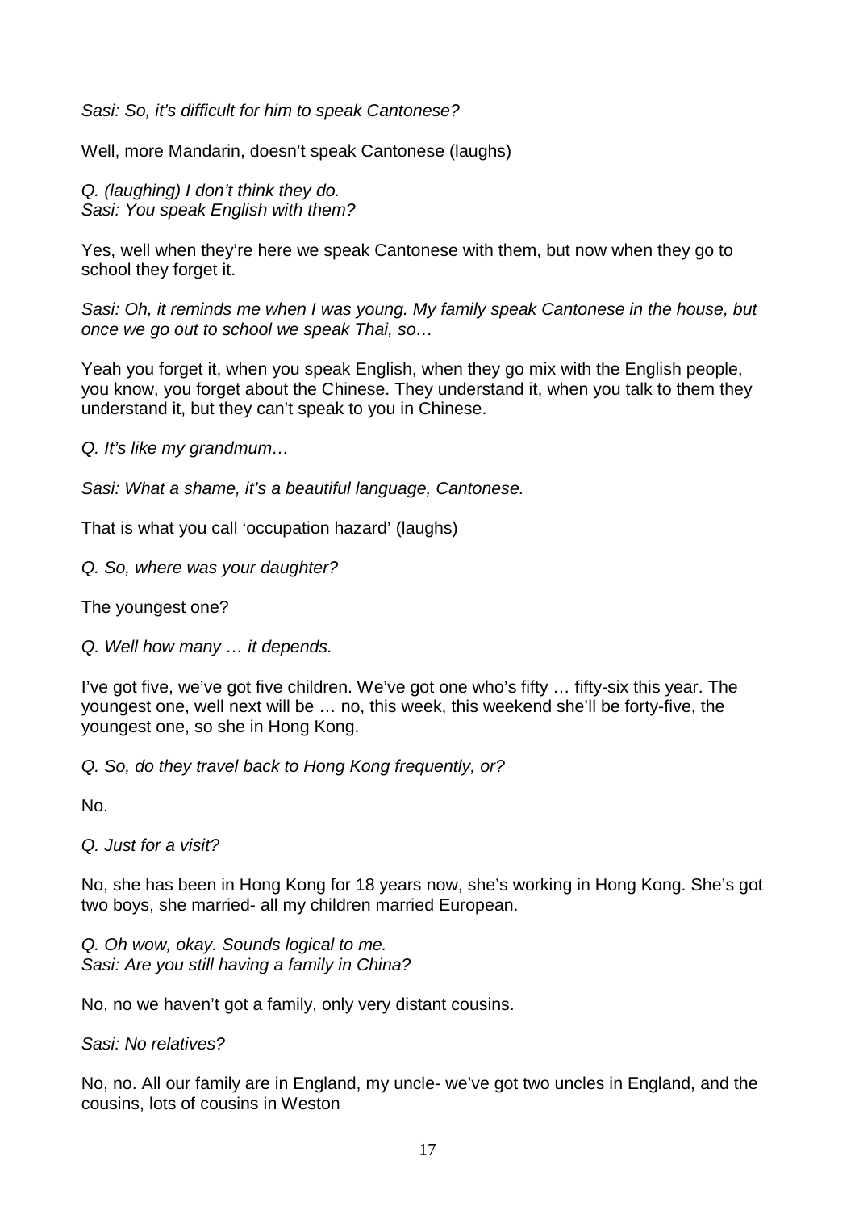*Sasi: So, it's difficult for him to speak Cantonese?*

Well, more Mandarin, doesn't speak Cantonese (laughs)

*Q. (laughing) I don't think they do.*
*Sasi: You speak English with them?*

Yes, well when they're here we speak Cantonese with them, but now when they go to school they forget it.

*Sasi: Oh, it reminds me when I was young. My family speak Cantonese in the house, but once we go out to school we speak Thai, so…*

Yeah you forget it, when you speak English, when they go mix with the English people, you know, you forget about the Chinese. They understand it, when you talk to them they understand it, but they can't speak to you in Chinese.

*Q. It's like my grandmum…*

*Sasi: What a shame, it's a beautiful language, Cantonese.*

That is what you call 'occupation hazard' (laughs)

*Q. So, where was your daughter?*

The youngest one?

*Q. Well how many … it depends.*

I've got five, we've got five children. We've got one who's fifty … fifty-six this year. The youngest one, well next will be … no, this week, this weekend she'll be forty-five, the youngest one, so she in Hong Kong.

*Q. So, do they travel back to Hong Kong frequently, or?*

No.

*Q. Just for a visit?*

No, she has been in Hong Kong for 18 years now, she's working in Hong Kong. She's got two boys, she married- all my children married European.

*Q. Oh wow, okay. Sounds logical to me.*
*Sasi: Are you still having a family in China?*

No, no we haven't got a family, only very distant cousins.

*Sasi: No relatives?*

No, no. All our family are in England, my uncle- we've got two uncles in England, and the cousins, lots of cousins in Weston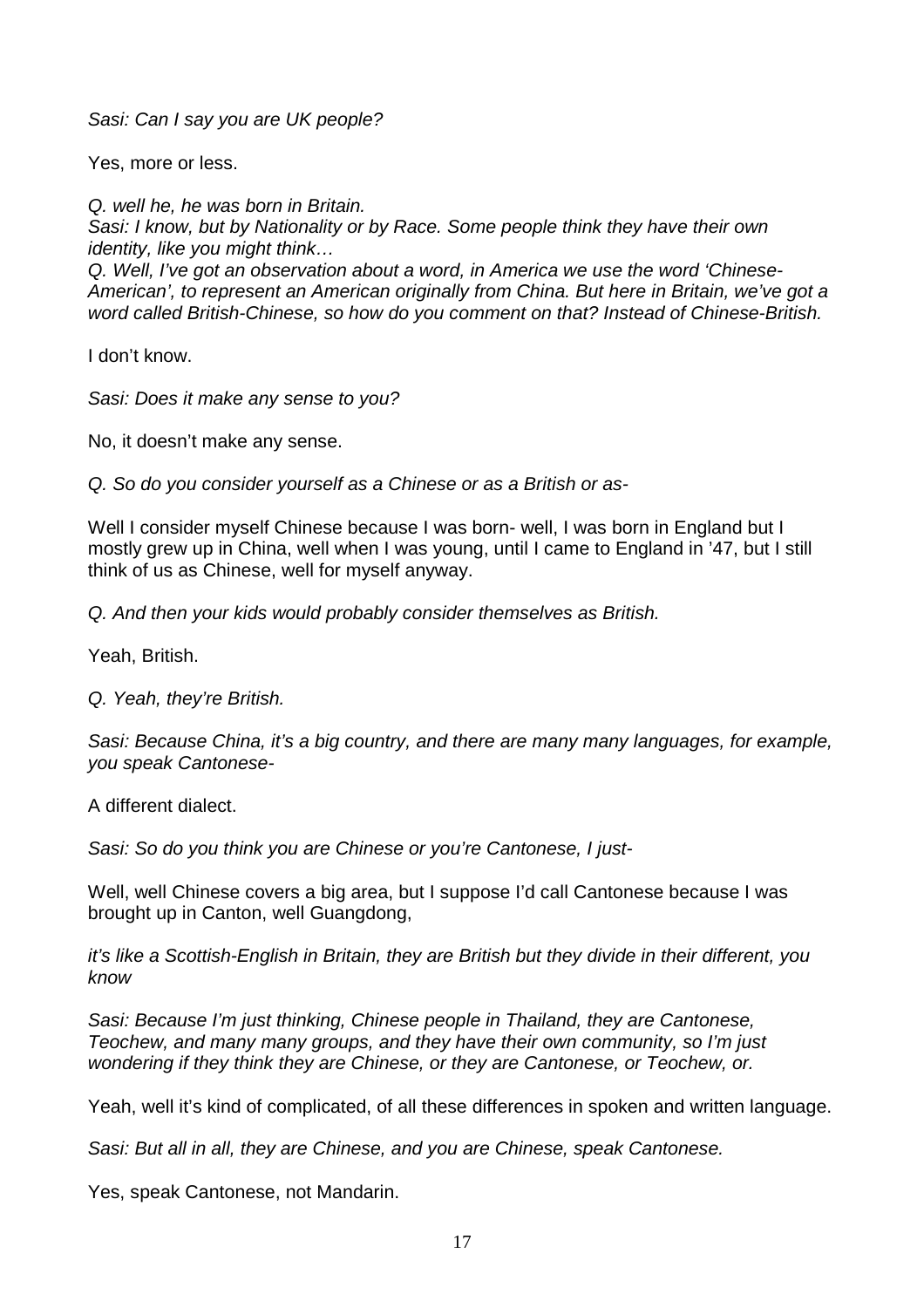*Sasi: Can I say you are UK people?*

Yes, more or less.

*Q. well he, he was born in Britain.*
*Sasi: I know, but by Nationality or by Race. Some people think they have their own identity, like you might think…*
*Q. Well, I've got an observation about a word, in America we use the word 'Chinese-American', to represent an American originally from China. But here in Britain, we've got a word called British-Chinese, so how do you comment on that? Instead of Chinese-British.*

I don't know.

*Sasi: Does it make any sense to you?*

No, it doesn't make any sense.

*Q. So do you consider yourself as a Chinese or as a British or as-*

Well I consider myself Chinese because I was born- well, I was born in England but I mostly grew up in China, well when I was young, until I came to England in '47, but I still think of us as Chinese, well for myself anyway.

*Q. And then your kids would probably consider themselves as British.*

Yeah, British.

*Q. Yeah, they're British.*

*Sasi: Because China, it's a big country, and there are many many languages, for example, you speak Cantonese-*

A different dialect.

*Sasi: So do you think you are Chinese or you're Cantonese, I just-*

Well, well Chinese covers a big area, but I suppose I'd call Cantonese because I was brought up in Canton, well Guangdong,

*it's like a Scottish-English in Britain, they are British but they divide in their different, you know*

*Sasi: Because I'm just thinking, Chinese people in Thailand, they are Cantonese, Teochew, and many many groups, and they have their own community, so I'm just wondering if they think they are Chinese, or they are Cantonese, or Teochew, or.*

Yeah, well it's kind of complicated, of all these differences in spoken and written language.

*Sasi: But all in all, they are Chinese, and you are Chinese, speak Cantonese.*

Yes, speak Cantonese, not Mandarin.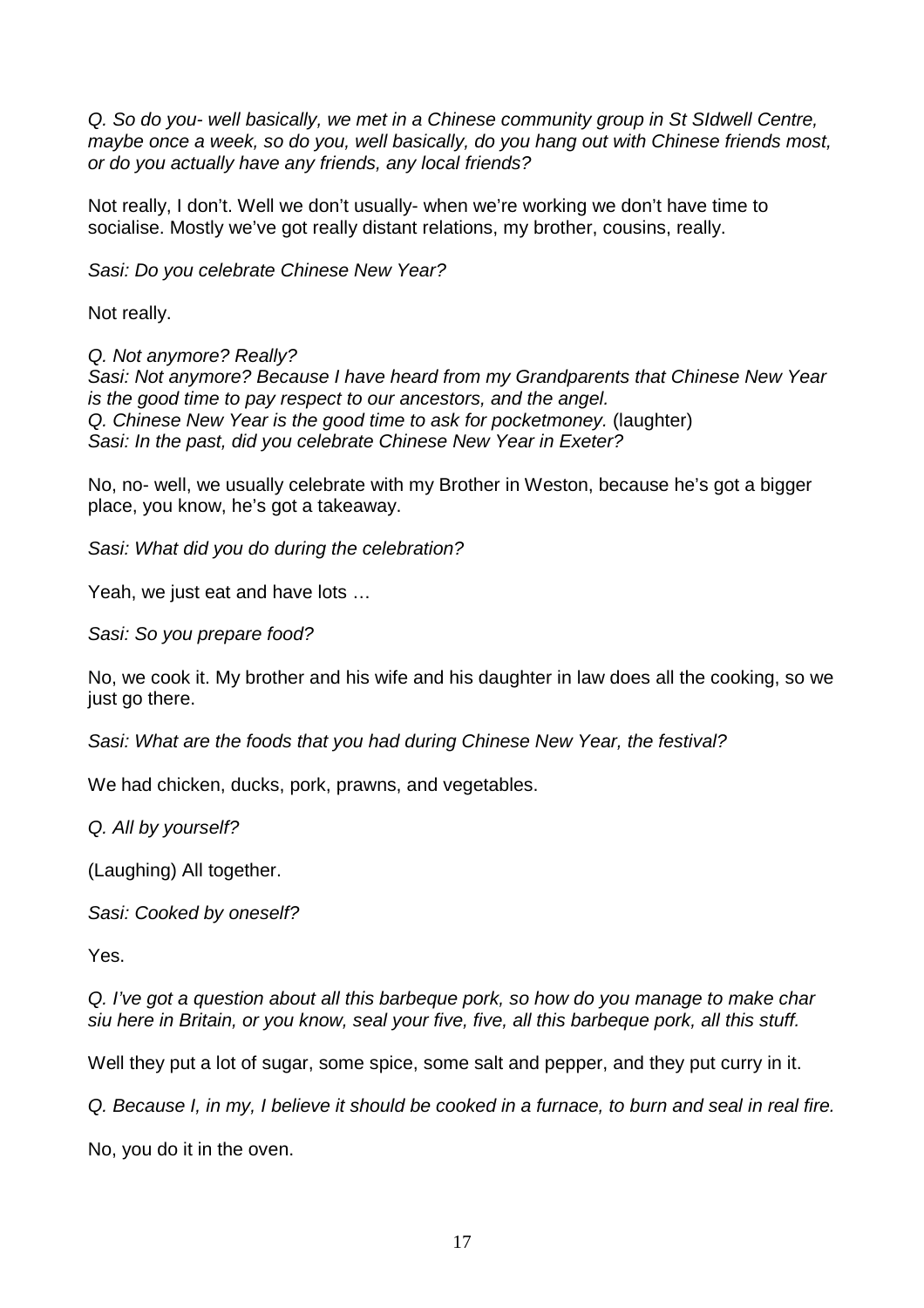*Q. So do you- well basically, we met in a Chinese community group in St SIdwell Centre, maybe once a week, so do you, well basically, do you hang out with Chinese friends most, or do you actually have any friends, any local friends?*

Not really, I don't. Well we don't usually- when we're working we don't have time to socialise. Mostly we've got really distant relations, my brother, cousins, really.

*Sasi: Do you celebrate Chinese New Year?*

Not really.

*Q. Not anymore? Really?*
*Sasi: Not anymore? Because I have heard from my Grandparents that Chinese New Year is the good time to pay respect to our ancestors, and the angel.*
*Q. Chinese New Year is the good time to ask for pocketmoney.* (laughter)
*Sasi: In the past, did you celebrate Chinese New Year in Exeter?*

No, no- well, we usually celebrate with my Brother in Weston, because he's got a bigger place, you know, he's got a takeaway.

*Sasi: What did you do during the celebration?*

Yeah, we just eat and have lots …

*Sasi: So you prepare food?*

No, we cook it. My brother and his wife and his daughter in law does all the cooking, so we just go there.

*Sasi: What are the foods that you had during Chinese New Year, the festival?*

We had chicken, ducks, pork, prawns, and vegetables.

*Q. All by yourself?*

(Laughing) All together.

*Sasi: Cooked by oneself?*

Yes.

*Q. I've got a question about all this barbeque pork, so how do you manage to make char siu here in Britain, or you know, seal your five, five, all this barbeque pork, all this stuff.*

Well they put a lot of sugar, some spice, some salt and pepper, and they put curry in it.

*Q. Because I, in my, I believe it should be cooked in a furnace, to burn and seal in real fire.*

No, you do it in the oven.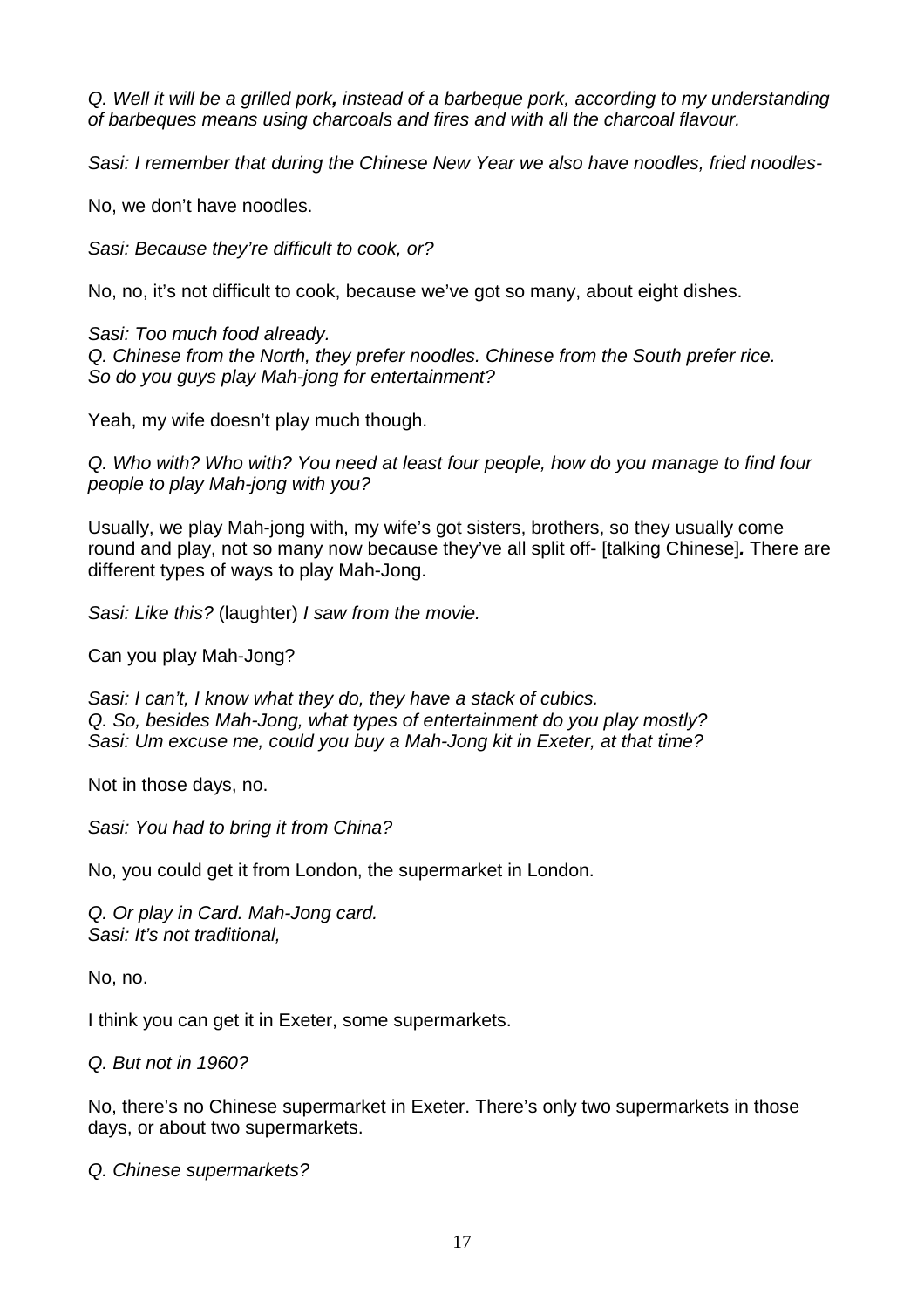*Q. Well it will be a grilled pork**,** instead of a barbeque pork, according to my understanding of barbeques means using charcoals and fires and with all the charcoal flavour.*

*Sasi: I remember that during the Chinese New Year we also have noodles, fried noodles-*

No, we don't have noodles.

*Sasi: Because they're difficult to cook, or?*

No, no, it's not difficult to cook, because we've got so many, about eight dishes.

*Sasi: Too much food already.*
*Q. Chinese from the North, they prefer noodles. Chinese from the South prefer rice.*
*So do you guys play Mah-jong for entertainment?*

Yeah, my wife doesn't play much though.

*Q. Who with? Who with? You need at least four people, how do you manage to find four people to play Mah-jong with you?*

Usually, we play Mah-jong with, my wife's got sisters, brothers, so they usually come round and play, not so many now because they've all split off- [talking Chinese]**.** There are different types of ways to play Mah-Jong.

*Sasi: Like this?* (laughter) *I saw from the movie.*

Can you play Mah-Jong?

*Sasi: I can't, I know what they do, they have a stack of cubics.*
*Q. So, besides Mah-Jong, what types of entertainment do you play mostly?*
*Sasi: Um excuse me, could you buy a Mah-Jong kit in Exeter, at that time?*

Not in those days, no.

*Sasi: You had to bring it from China?*

No, you could get it from London, the supermarket in London.

*Q. Or play in Card. Mah-Jong card.*
*Sasi: It's not traditional,*

No, no.

I think you can get it in Exeter, some supermarkets.

*Q. But not in 1960?*

No, there's no Chinese supermarket in Exeter. There's only two supermarkets in those days, or about two supermarkets.

*Q. Chinese supermarkets?*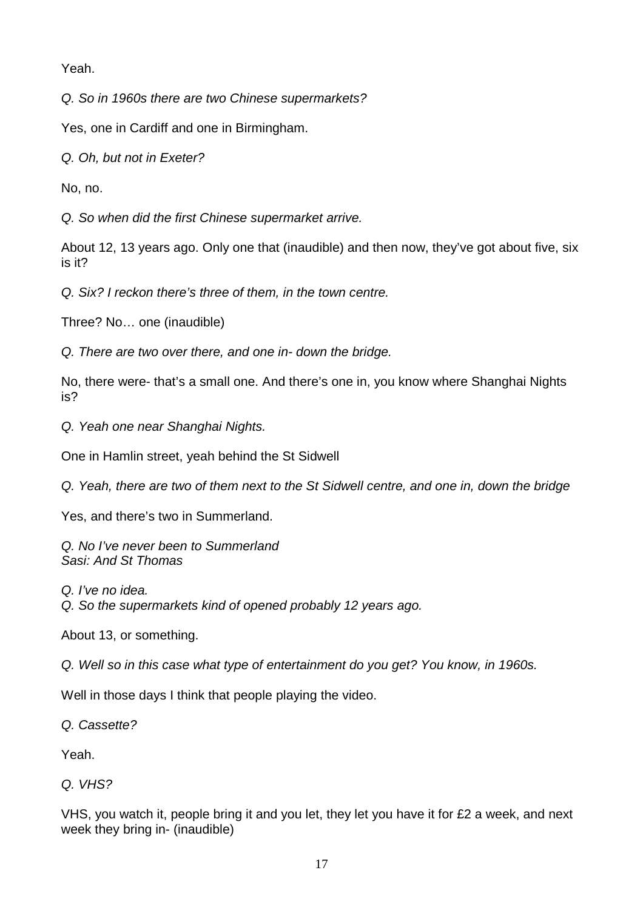Yeah.

*Q. So in 1960s there are two Chinese supermarkets?*

Yes, one in Cardiff and one in Birmingham.

*Q. Oh, but not in Exeter?*

No, no.

*Q. So when did the first Chinese supermarket arrive.*

About 12, 13 years ago. Only one that (inaudible) and then now, they've got about five, six is it?

*Q. Six? I reckon there's three of them, in the town centre.*

Three? No… one (inaudible)

*Q. There are two over there, and one in- down the bridge.*

No, there were- that's a small one. And there's one in, you know where Shanghai Nights is?

*Q. Yeah one near Shanghai Nights.*

One in Hamlin street, yeah behind the St Sidwell

*Q. Yeah, there are two of them next to the St Sidwell centre, and one in, down the bridge*

Yes, and there's two in Summerland.

*Q. No I've never been to Summerland*
*Sasi: And St Thomas*

*Q. I've no idea.*
*Q. So the supermarkets kind of opened probably 12 years ago.*

About 13, or something.

*Q. Well so in this case what type of entertainment do you get? You know, in 1960s.*

Well in those days I think that people playing the video.

*Q. Cassette?*

Yeah.

*Q. VHS?*

VHS, you watch it, people bring it and you let, they let you have it for £2 a week, and next week they bring in- (inaudible)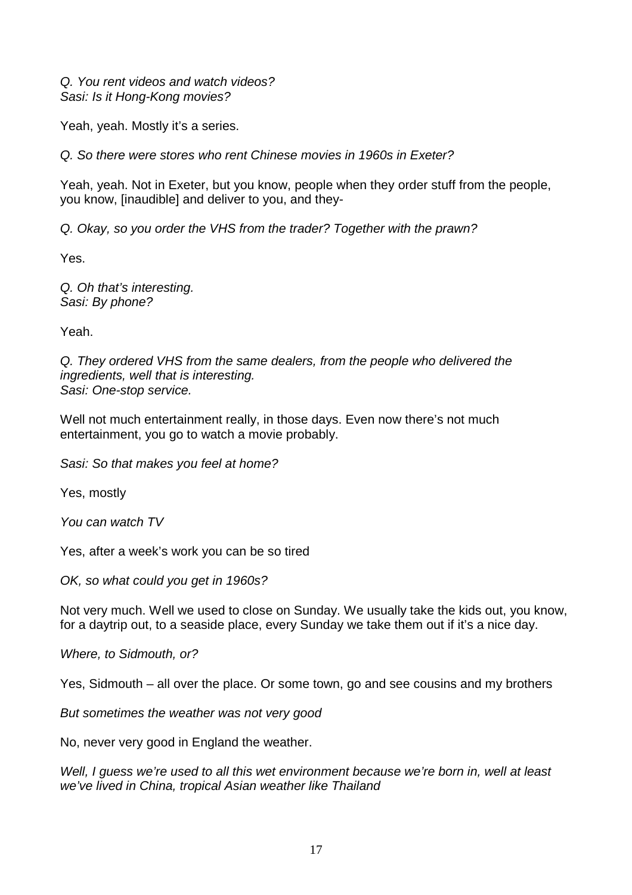*Q. You rent videos and watch videos?*
*Sasi: Is it Hong-Kong movies?*

Yeah, yeah. Mostly it's a series.

*Q. So there were stores who rent Chinese movies in 1960s in Exeter?*

Yeah, yeah. Not in Exeter, but you know, people when they order stuff from the people, you know, [inaudible] and deliver to you, and they-

*Q. Okay, so you order the VHS from the trader? Together with the prawn?*

Yes.

*Q. Oh that's interesting.*
*Sasi: By phone?*

Yeah.

*Q. They ordered VHS from the same dealers, from the people who delivered the ingredients, well that is interesting.*
*Sasi: One-stop service.*

Well not much entertainment really, in those days. Even now there's not much entertainment, you go to watch a movie probably.

*Sasi: So that makes you feel at home?*

Yes, mostly

*You can watch TV*

Yes, after a week's work you can be so tired

*OK, so what could you get in 1960s?*

Not very much. Well we used to close on Sunday. We usually take the kids out, you know, for a daytrip out, to a seaside place, every Sunday we take them out if it's a nice day.

*Where, to Sidmouth, or?*

Yes, Sidmouth – all over the place. Or some town, go and see cousins and my brothers

*But sometimes the weather was not very good*

No, never very good in England the weather.

*Well, I guess we're used to all this wet environment because we're born in, well at least we've lived in China, tropical Asian weather like Thailand*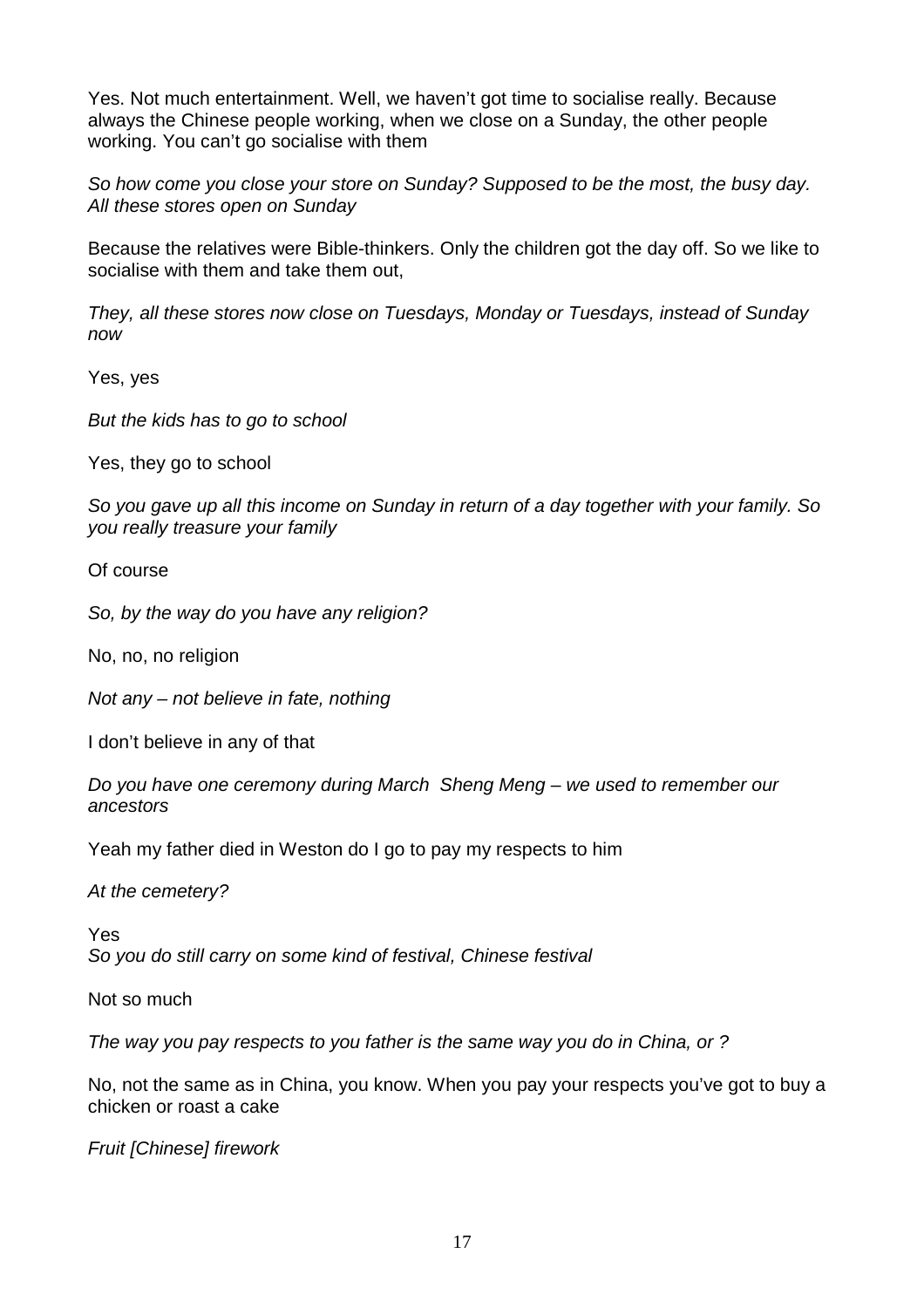Yes. Not much entertainment. Well, we haven't got time to socialise really. Because always the Chinese people working, when we close on a Sunday, the other people working. You can't go socialise with them

*So how come you close your store on Sunday? Supposed to be the most, the busy day. All these stores open on Sunday*

Because the relatives were Bible-thinkers. Only the children got the day off. So we like to socialise with them and take them out,

*They, all these stores now close on Tuesdays, Monday or Tuesdays, instead of Sunday now*

Yes, yes

*But the kids has to go to school*

Yes, they go to school

*So you gave up all this income on Sunday in return of a day together with your family. So you really treasure your family*

Of course

*So, by the way do you have any religion?*

No, no, no religion

*Not any – not believe in fate, nothing*

I don't believe in any of that

*Do you have one ceremony during March Sheng Meng – we used to remember our ancestors*

Yeah my father died in Weston do I go to pay my respects to him

*At the cemetery?*

Yes

*So you do still carry on some kind of festival, Chinese festival*

Not so much

*The way you pay respects to you father is the same way you do in China, or ?*

No, not the same as in China, you know. When you pay your respects you've got to buy a chicken or roast a cake

*Fruit [Chinese] firework*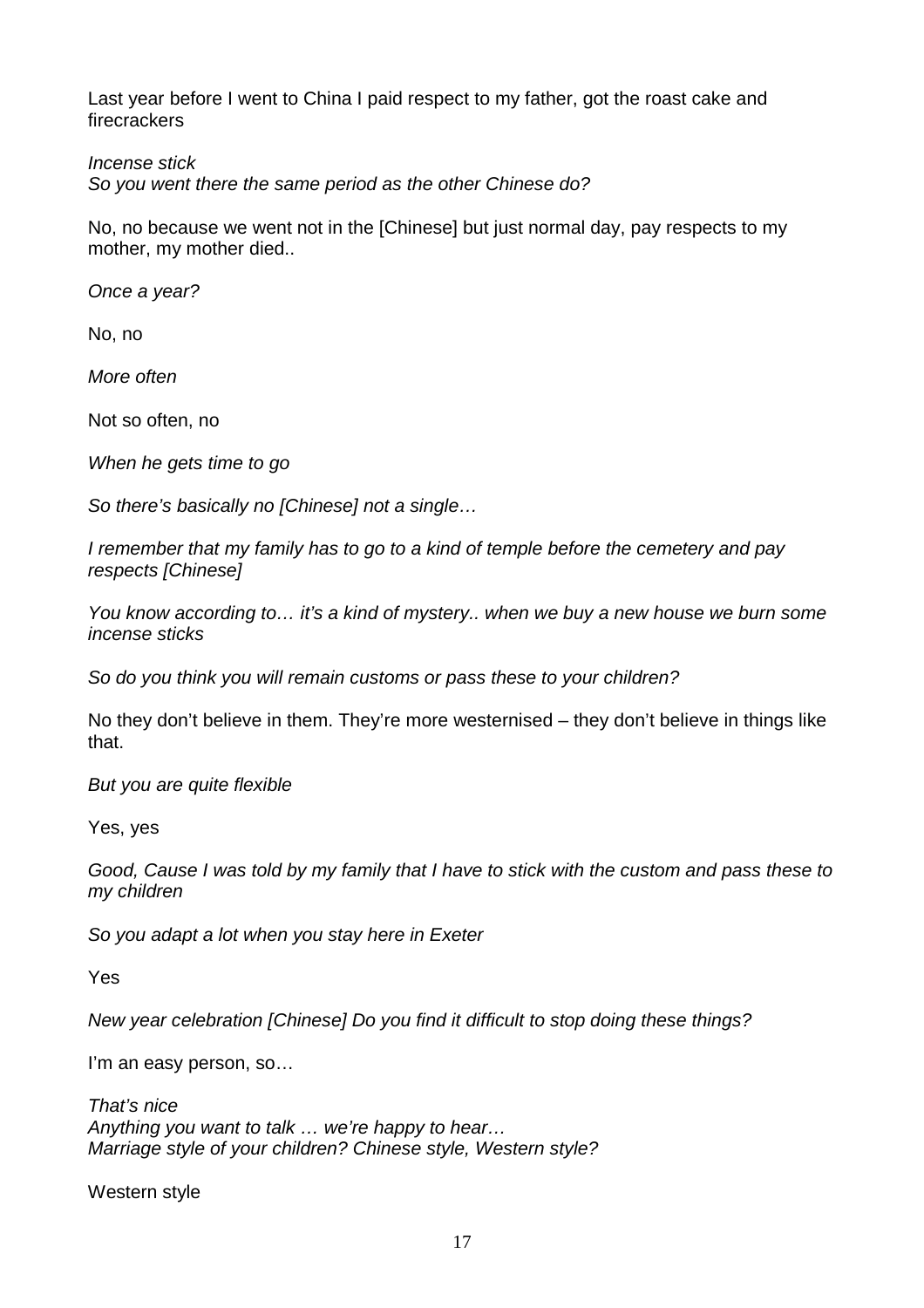Last year before I went to China I paid respect to my father, got the roast cake and firecrackers

*Incense stick*
*So you went there the same period as the other Chinese do?*

No, no because we went not in the [Chinese] but just normal day, pay respects to my mother, my mother died..

*Once a year?*

No, no

*More often*

Not so often, no

*When he gets time to go*

*So there's basically no [Chinese] not a single…*

*I remember that my family has to go to a kind of temple before the cemetery and pay respects [Chinese]*

*You know according to… it's a kind of mystery.. when we buy a new house we burn some incense sticks*

*So do you think you will remain customs or pass these to your children?*

No they don't believe in them. They're more westernised – they don't believe in things like that.

*But you are quite flexible*

Yes, yes

*Good, Cause I was told by my family that I have to stick with the custom and pass these to my children*

*So you adapt a lot when you stay here in Exeter*

Yes

*New year celebration [Chinese] Do you find it difficult to stop doing these things?*

I'm an easy person, so…

*That's nice*
*Anything you want to talk … we're happy to hear…*
*Marriage style of your children? Chinese style, Western style?*

Western style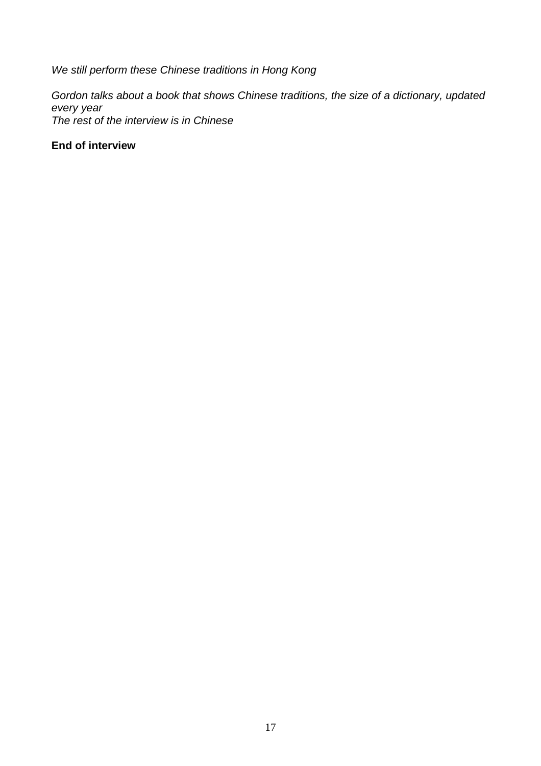*We still perform these Chinese traditions in Hong Kong*

*Gordon talks about a book that shows Chinese traditions, the size of a dictionary, updated every year*
*The rest of the interview is in Chinese*

**End of interview**